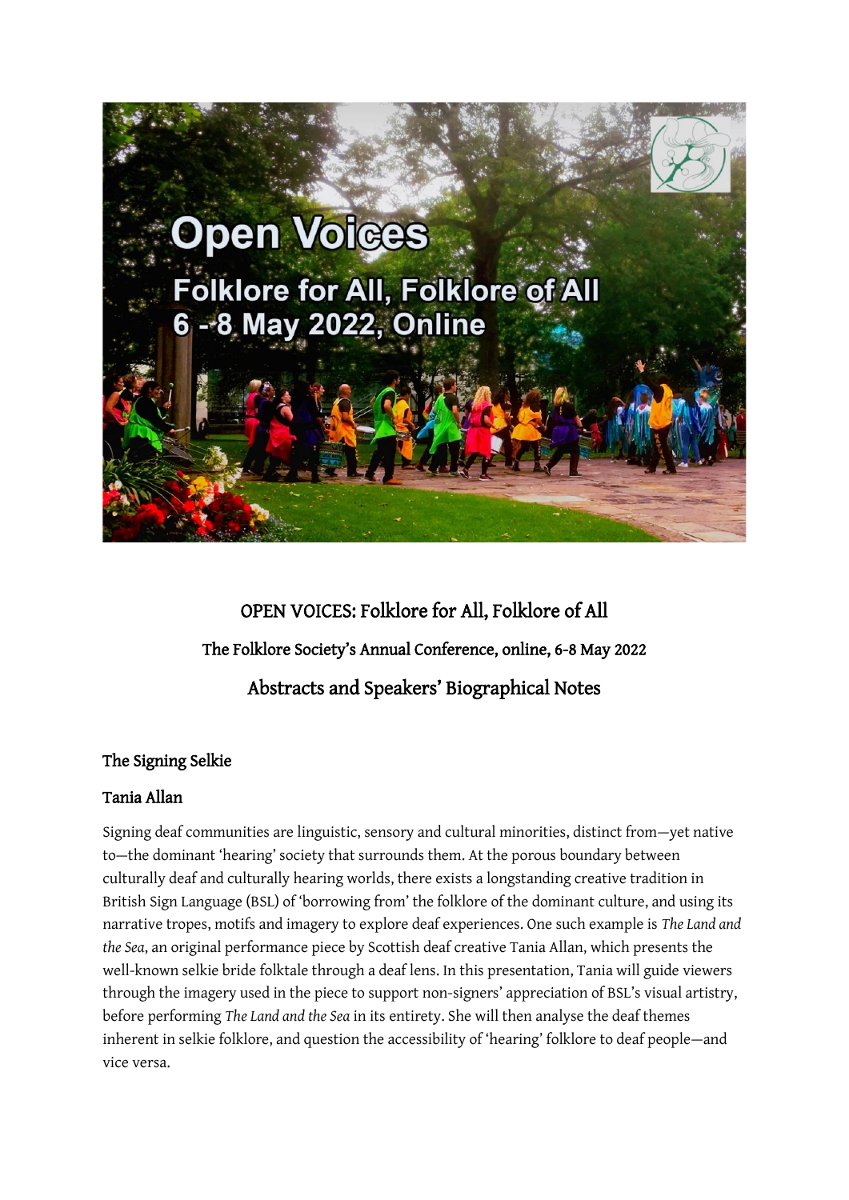# OPEN VOICES: Folklore for All, Folklore of All

## The Folklore Society's Annual Conference, online, 6-8 May 2022

## Abstracts and Speakers' Biographical Notes

### The Signing Selkie

### Tania Allan

Signing deaf communities are linguistic, sensory and cultural minorities, distinct from—yet native to—the dominant 'hearing' society that surrounds them. At the porous boundary between culturally deaf and culturally hearing worlds, there exists a longstanding creative tradition in British Sign Language (BSL) of 'borrowing from' the folklore of the dominant culture, and using its narrative tropes, motifs and imagery to explore deaf experiences. One such example is *The Land and the Sea*, an original performance piece by Scottish deaf creative Tania Allan, which presents the well-known selkie bride folktale through a deaf lens. In this presentation, Tania will guide viewers through the imagery used in the piece to support non-signers' appreciation of BSL's visual artistry, before performing *The Land and the Sea* in its entirety. She will then analyse the deaf themes inherent in selkie folklore, and question the accessibility of 'hearing' folklore to deaf people—and vice versa.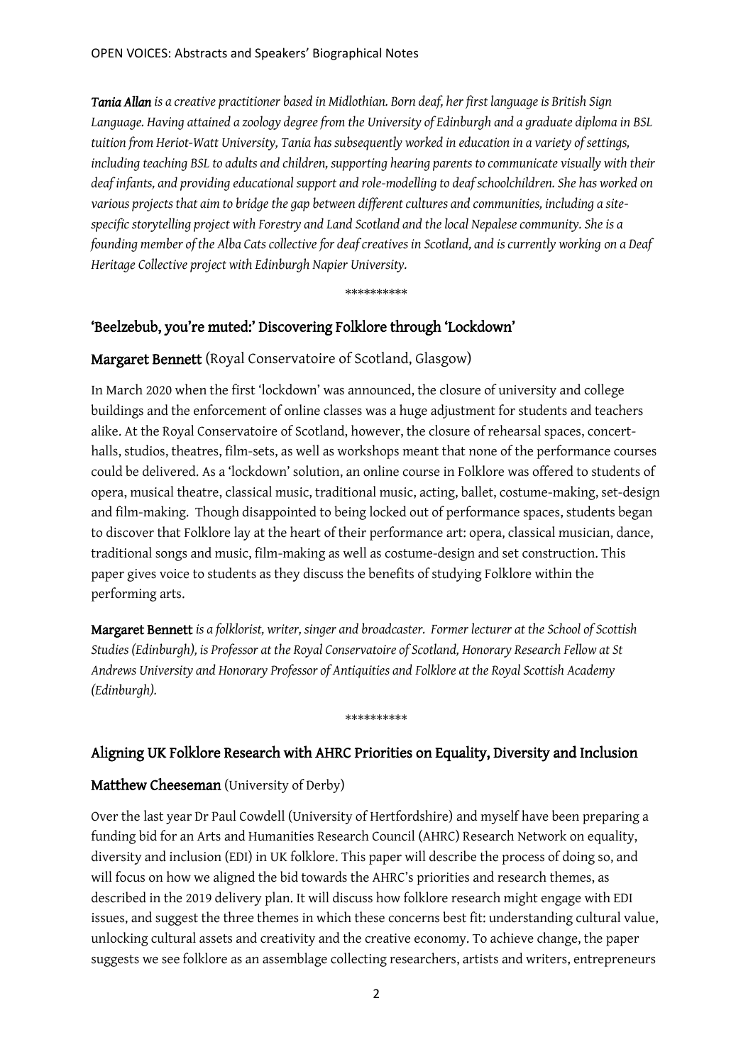***Tania Allan*** *is a creative practitioner based in Midlothian. Born deaf, her first language is British Sign Language. Having attained a zoology degree from the University of Edinburgh and a graduate diploma in BSL tuition from Heriot-Watt University, Tania has subsequently worked in education in a variety of settings, including teaching BSL to adults and children, supporting hearing parents to communicate visually with their deaf infants, and providing educational support and role-modelling to deaf schoolchildren. She has worked on various projects that aim to bridge the gap between different cultures and communities, including a site-specific storytelling project with Forestry and Land Scotland and the local Nepalese community. She is a founding member of the Alba Cats collective for deaf creatives in Scotland, and is currently working on a Deaf Heritage Collective project with Edinburgh Napier University.*

\*\*\*\*\*\*\*\*\*\*

## 'Beelzebub, you're muted:' Discovering Folklore through 'Lockdown'

**Margaret Bennett** (Royal Conservatoire of Scotland, Glasgow)

In March 2020 when the first 'lockdown' was announced, the closure of university and college buildings and the enforcement of online classes was a huge adjustment for students and teachers alike. At the Royal Conservatoire of Scotland, however, the closure of rehearsal spaces, concert-halls, studios, theatres, film-sets, as well as workshops meant that none of the performance courses could be delivered. As a 'lockdown' solution, an online course in Folklore was offered to students of opera, musical theatre, classical music, traditional music, acting, ballet, costume-making, set-design and film-making. Though disappointed to being locked out of performance spaces, students began to discover that Folklore lay at the heart of their performance art: opera, classical musician, dance, traditional songs and music, film-making as well as costume-design and set construction. This paper gives voice to students as they discuss the benefits of studying Folklore within the performing arts.

**Margaret Bennett** *is a folklorist, writer, singer and broadcaster. Former lecturer at the School of Scottish Studies (Edinburgh), is Professor at the Royal Conservatoire of Scotland, Honorary Research Fellow at St Andrews University and Honorary Professor of Antiquities and Folklore at the Royal Scottish Academy (Edinburgh).*

\*\*\*\*\*\*\*\*\*\*

## Aligning UK Folklore Research with AHRC Priorities on Equality, Diversity and Inclusion

**Matthew Cheeseman** (University of Derby)

Over the last year Dr Paul Cowdell (University of Hertfordshire) and myself have been preparing a funding bid for an Arts and Humanities Research Council (AHRC) Research Network on equality, diversity and inclusion (EDI) in UK folklore. This paper will describe the process of doing so, and will focus on how we aligned the bid towards the AHRC's priorities and research themes, as described in the 2019 delivery plan. It will discuss how folklore research might engage with EDI issues, and suggest the three themes in which these concerns best fit: understanding cultural value, unlocking cultural assets and creativity and the creative economy. To achieve change, the paper suggests we see folklore as an assemblage collecting researchers, artists and writers, entrepreneurs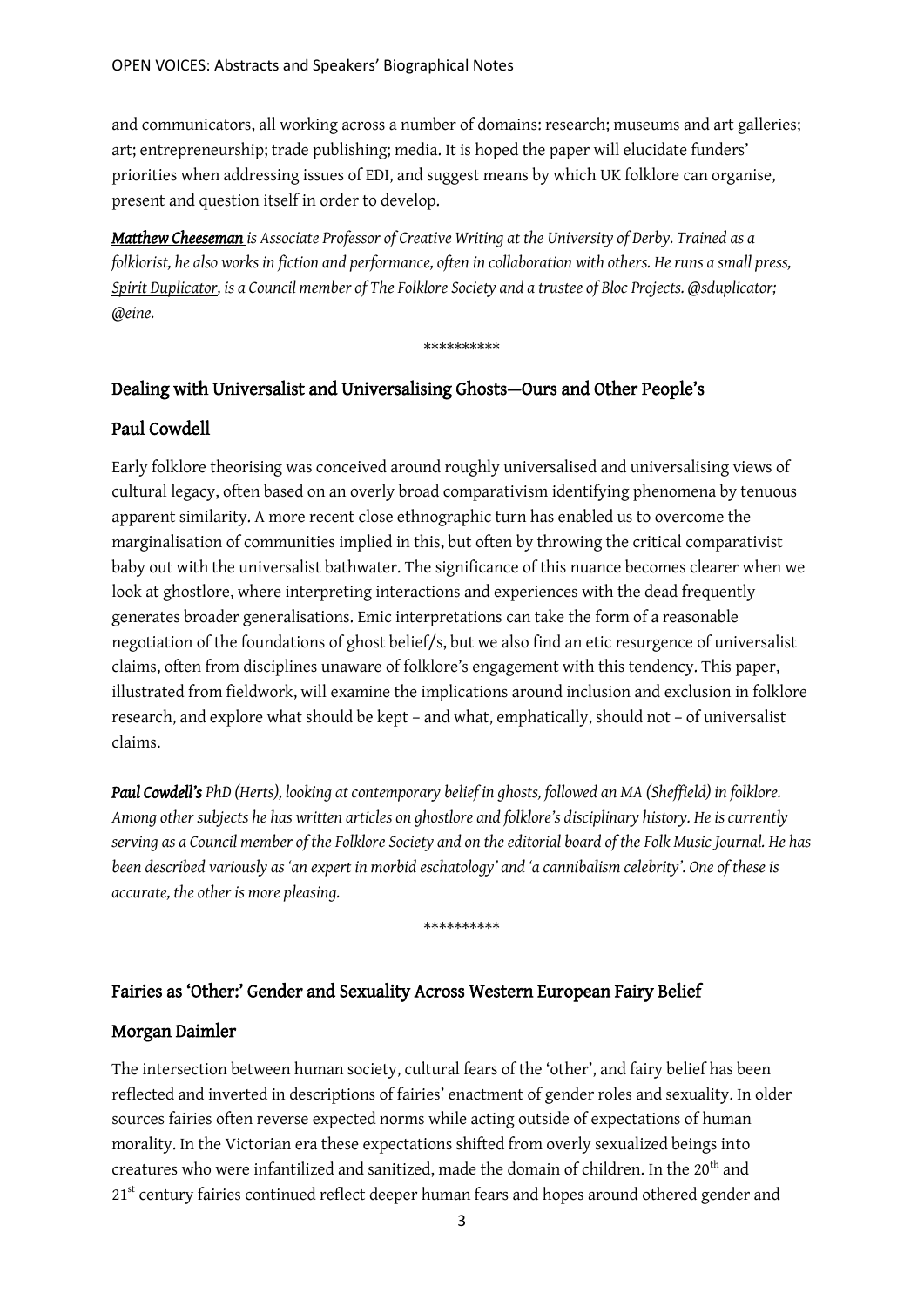and communicators, all working across a number of domains: research; museums and art galleries; art; entrepreneurship; trade publishing; media. It is hoped the paper will elucidate funders' priorities when addressing issues of EDI, and suggest means by which UK folklore can organise, present and question itself in order to develop.

***Matthew Cheeseman** is Associate Professor of Creative Writing at the University of Derby. Trained as a folklorist, he also works in fiction and performance, often in collaboration with others. He runs a small press, Spirit Duplicator, is a Council member of The Folklore Society and a trustee of Bloc Projects. @sduplicator; @eine.*

\*\*\*\*\*\*\*\*\*\*

## Dealing with Universalist and Universalising Ghosts—Ours and Other People's

## Paul Cowdell

Early folklore theorising was conceived around roughly universalised and universalising views of cultural legacy, often based on an overly broad comparativism identifying phenomena by tenuous apparent similarity. A more recent close ethnographic turn has enabled us to overcome the marginalisation of communities implied in this, but often by throwing the critical comparativist baby out with the universalist bathwater. The significance of this nuance becomes clearer when we look at ghostlore, where interpreting interactions and experiences with the dead frequently generates broader generalisations. Emic interpretations can take the form of a reasonable negotiation of the foundations of ghost belief/s, but we also find an etic resurgence of universalist claims, often from disciplines unaware of folklore's engagement with this tendency. This paper, illustrated from fieldwork, will examine the implications around inclusion and exclusion in folklore research, and explore what should be kept – and what, emphatically, should not – of universalist claims.

***Paul Cowdell's** PhD (Herts), looking at contemporary belief in ghosts, followed an MA (Sheffield) in folklore. Among other subjects he has written articles on ghostlore and folklore's disciplinary history. He is currently serving as a Council member of the Folklore Society and on the editorial board of the Folk Music Journal. He has been described variously as 'an expert in morbid eschatology' and 'a cannibalism celebrity'. One of these is accurate, the other is more pleasing.*

\*\*\*\*\*\*\*\*\*\*

## Fairies as 'Other:' Gender and Sexuality Across Western European Fairy Belief

## Morgan Daimler

The intersection between human society, cultural fears of the 'other', and fairy belief has been reflected and inverted in descriptions of fairies' enactment of gender roles and sexuality. In older sources fairies often reverse expected norms while acting outside of expectations of human morality. In the Victorian era these expectations shifted from overly sexualized beings into creatures who were infantilized and sanitized, made the domain of children. In the 20th and 21st century fairies continued reflect deeper human fears and hopes around othered gender and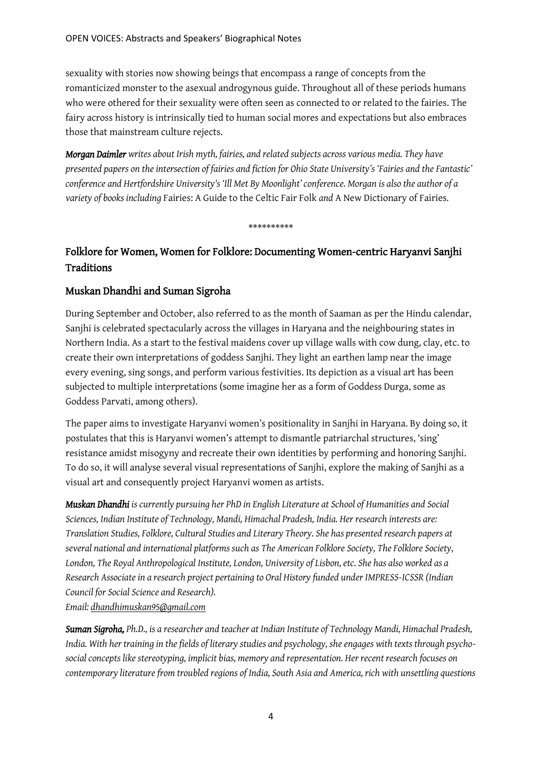sexuality with stories now showing beings that encompass a range of concepts from the romanticized monster to the asexual androgynous guide. Throughout all of these periods humans who were othered for their sexuality were often seen as connected to or related to the fairies. The fairy across history is intrinsically tied to human social mores and expectations but also embraces those that mainstream culture rejects.

***Morgan Daimler** writes about Irish myth, fairies, and related subjects across various media. They have presented papers on the intersection of fairies and fiction for Ohio State University's 'Fairies and the Fantastic' conference and Hertfordshire University's 'Ill Met By Moonlight' conference. Morgan is also the author of a variety of books including* Fairies: A Guide to the Celtic Fair Folk *and* A New Dictionary of Fairies*.*

\*\*\*\*\*\*\*\*\*\*

## Folklore for Women, Women for Folklore: Documenting Women-centric Haryanvi Sanjhi Traditions

## Muskan Dhandhi and Suman Sigroha

During September and October, also referred to as the month of Saaman as per the Hindu calendar, Sanjhi is celebrated spectacularly across the villages in Haryana and the neighbouring states in Northern India. As a start to the festival maidens cover up village walls with cow dung, clay, etc. to create their own interpretations of goddess Sanjhi. They light an earthen lamp near the image every evening, sing songs, and perform various festivities. Its depiction as a visual art has been subjected to multiple interpretations (some imagine her as a form of Goddess Durga, some as Goddess Parvati, among others).

The paper aims to investigate Haryanvi women's positionality in Sanjhi in Haryana. By doing so, it postulates that this is Haryanvi women's attempt to dismantle patriarchal structures, 'sing' resistance amidst misogyny and recreate their own identities by performing and honoring Sanjhi. To do so, it will analyse several visual representations of Sanjhi, explore the making of Sanjhi as a visual art and consequently project Haryanvi women as artists.

***Muskan Dhandhi** is currently pursuing her PhD in English Literature at School of Humanities and Social Sciences, Indian Institute of Technology, Mandi, Himachal Pradesh, India. Her research interests are: Translation Studies, Folklore, Cultural Studies and Literary Theory. She has presented research papers at several national and international platforms such as The American Folklore Society, The Folklore Society, London, The Royal Anthropological Institute, London, University of Lisbon, etc. She has also worked as a Research Associate in a research project pertaining to Oral History funded under IMPRESS-ICSSR (Indian Council for Social Science and Research).*
*Email: dhandhimuskan95@gmail.com*

***Suman Sigroha,** Ph.D., is a researcher and teacher at Indian Institute of Technology Mandi, Himachal Pradesh, India. With her training in the fields of literary studies and psychology, she engages with texts through psycho-social concepts like stereotyping, implicit bias, memory and representation. Her recent research focuses on contemporary literature from troubled regions of India, South Asia and America, rich with unsettling questions*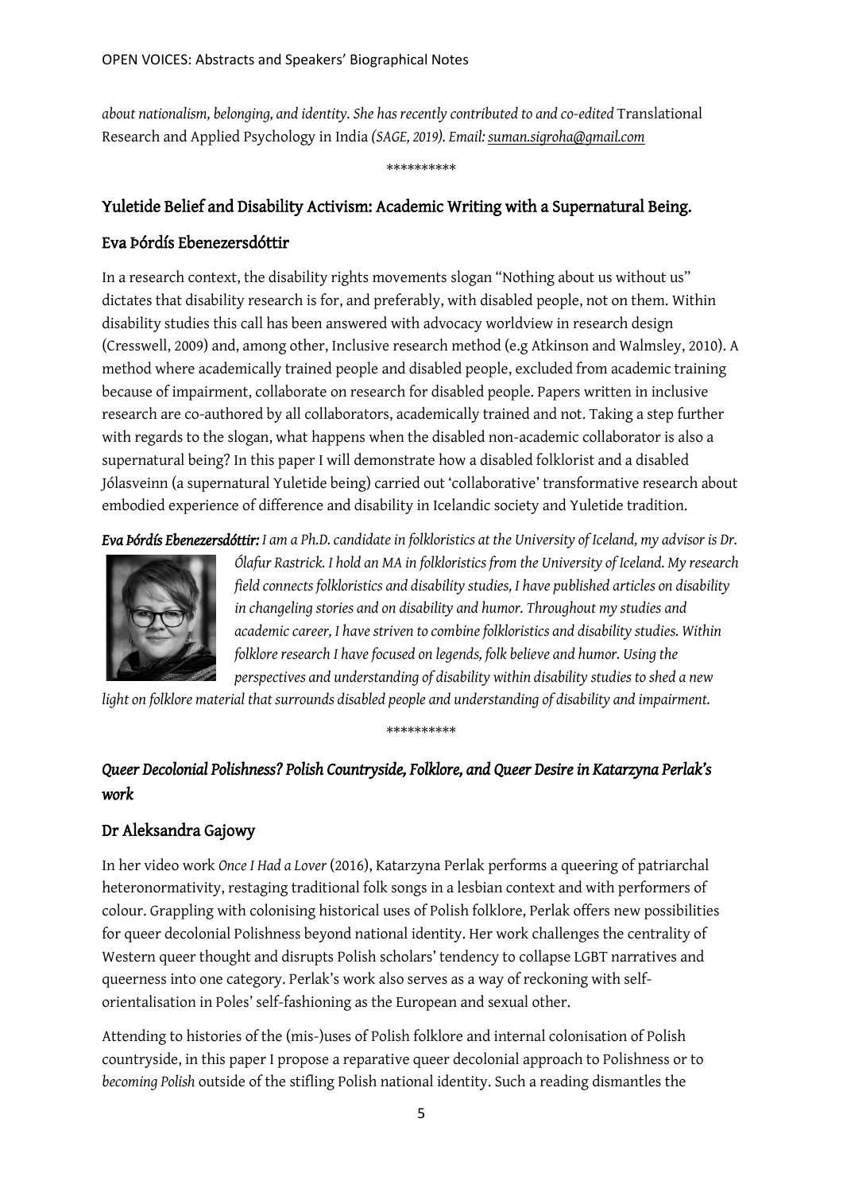*about nationalism, belonging, and identity. She has recently contributed to and co-edited* Translational Research and Applied Psychology in India *(SAGE, 2019). Email: suman.sigroha@gmail.com*

\*\*\*\*\*\*\*\*\*\*

## Yuletide Belief and Disability Activism: Academic Writing with a Supernatural Being.

### Eva Þórdís Ebenezersdóttir

In a research context, the disability rights movements slogan "Nothing about us without us" dictates that disability research is for, and preferably, with disabled people, not on them. Within disability studies this call has been answered with advocacy worldview in research design (Cresswell, 2009) and, among other, Inclusive research method (e.g Atkinson and Walmsley, 2010). A method where academically trained people and disabled people, excluded from academic training because of impairment, collaborate on research for disabled people. Papers written in inclusive research are co-authored by all collaborators, academically trained and not. Taking a step further with regards to the slogan, what happens when the disabled non-academic collaborator is also a supernatural being? In this paper I will demonstrate how a disabled folklorist and a disabled Jólasveinn (a supernatural Yuletide being) carried out 'collaborative' transformative research about embodied experience of difference and disability in Icelandic society and Yuletide tradition.

***Eva Þórdís Ebenezersdóttir:*** *I am a Ph.D. candidate in folkloristics at the University of Iceland, my advisor is Dr. Ólafur Rastrick. I hold an MA in folkloristics from the University of Iceland. My research field connects folkloristics and disability studies, I have published articles on disability in changeling stories and on disability and humor. Throughout my studies and academic career, I have striven to combine folkloristics and disability studies. Within folklore research I have focused on legends, folk believe and humor. Using the perspectives and understanding of disability within disability studies to shed a new light on folklore material that surrounds disabled people and understanding of disability and impairment.*

\*\*\*\*\*\*\*\*\*\*

## *Queer Decolonial Polishness? Polish Countryside, Folklore, and Queer Desire in Katarzyna Perlak's work*

### Dr Aleksandra Gajowy

In her video work *Once I Had a Lover* (2016), Katarzyna Perlak performs a queering of patriarchal heteronormativity, restaging traditional folk songs in a lesbian context and with performers of colour. Grappling with colonising historical uses of Polish folklore, Perlak offers new possibilities for queer decolonial Polishness beyond national identity. Her work challenges the centrality of Western queer thought and disrupts Polish scholars' tendency to collapse LGBT narratives and queerness into one category. Perlak's work also serves as a way of reckoning with self-orientalisation in Poles' self-fashioning as the European and sexual other.

Attending to histories of the (mis-)uses of Polish folklore and internal colonisation of Polish countryside, in this paper I propose a reparative queer decolonial approach to Polishness or to *becoming Polish* outside of the stifling Polish national identity. Such a reading dismantles the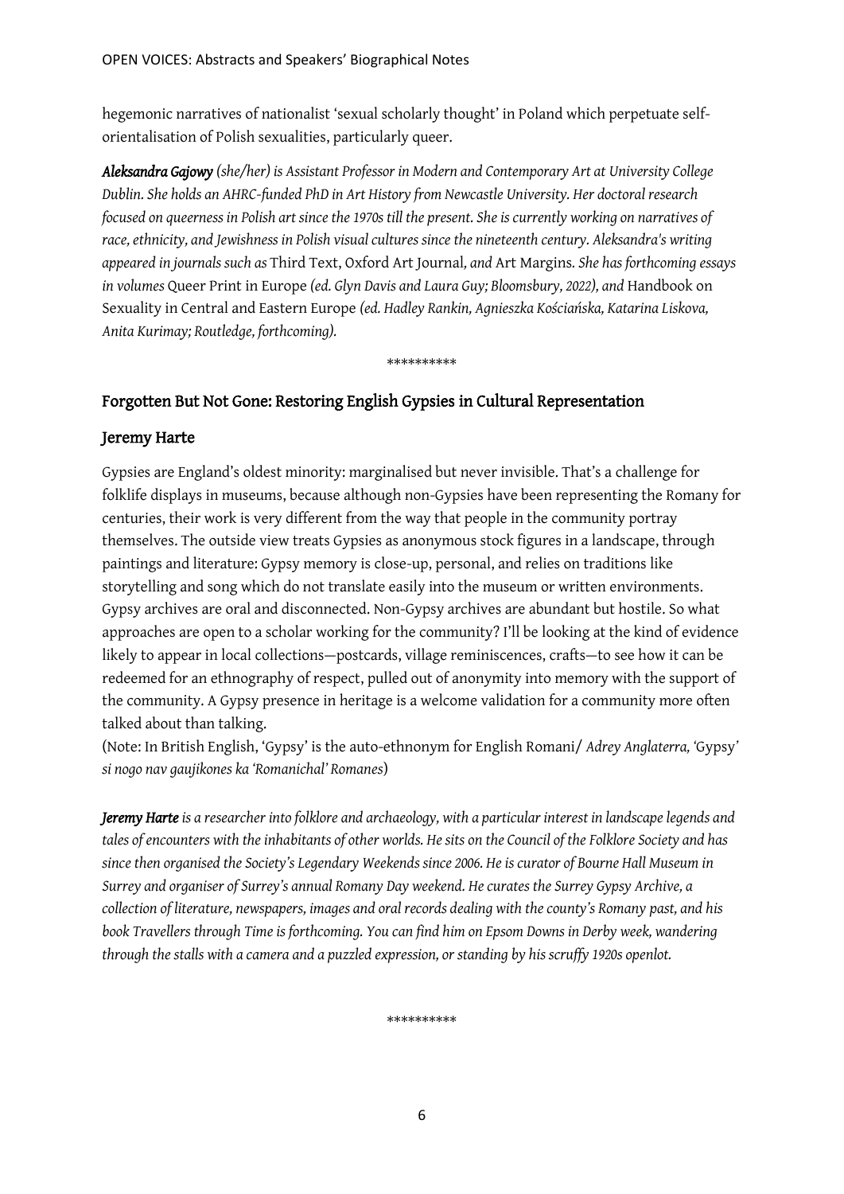hegemonic narratives of nationalist 'sexual scholarly thought' in Poland which perpetuate self-orientalisation of Polish sexualities, particularly queer.

***Aleksandra Gajowy*** *(she/her) is Assistant Professor in Modern and Contemporary Art at University College Dublin. She holds an AHRC-funded PhD in Art History from Newcastle University. Her doctoral research focused on queerness in Polish art since the 1970s till the present. She is currently working on narratives of race, ethnicity, and Jewishness in Polish visual cultures since the nineteenth century. Aleksandra's writing appeared in journals such as* Third Text, Oxford Art Journal*, and* Art Margins*. She has forthcoming essays in volumes* Queer Print in Europe *(ed. Glyn Davis and Laura Guy; Bloomsbury, 2022), and* Handbook on Sexuality in Central and Eastern Europe *(ed. Hadley Rankin, Agnieszka Kościańska, Katarina Liskova, Anita Kurimay; Routledge, forthcoming).*

\*\*\*\*\*\*\*\*\*\*

## Forgotten But Not Gone: Restoring English Gypsies in Cultural Representation

### Jeremy Harte

Gypsies are England's oldest minority: marginalised but never invisible. That's a challenge for folklife displays in museums, because although non-Gypsies have been representing the Romany for centuries, their work is very different from the way that people in the community portray themselves. The outside view treats Gypsies as anonymous stock figures in a landscape, through paintings and literature: Gypsy memory is close-up, personal, and relies on traditions like storytelling and song which do not translate easily into the museum or written environments. Gypsy archives are oral and disconnected. Non-Gypsy archives are abundant but hostile. So what approaches are open to a scholar working for the community? I'll be looking at the kind of evidence likely to appear in local collections—postcards, village reminiscences, crafts—to see how it can be redeemed for an ethnography of respect, pulled out of anonymity into memory with the support of the community. A Gypsy presence in heritage is a welcome validation for a community more often talked about than talking.
(Note: In British English, 'Gypsy' is the auto-ethnonym for English Romani/ *Adrey Anglaterra, '*Gypsy*' si nogo nav gaujikones ka 'Romanichal' Romanes*)

***Jeremy Harte*** *is a researcher into folklore and archaeology, with a particular interest in landscape legends and tales of encounters with the inhabitants of other worlds. He sits on the Council of the Folklore Society and has since then organised the Society's Legendary Weekends since 2006. He is curator of Bourne Hall Museum in Surrey and organiser of Surrey's annual Romany Day weekend. He curates the Surrey Gypsy Archive, a collection of literature, newspapers, images and oral records dealing with the county's Romany past, and his book Travellers through Time is forthcoming. You can find him on Epsom Downs in Derby week, wandering through the stalls with a camera and a puzzled expression, or standing by his scruffy 1920s openlot.*

\*\*\*\*\*\*\*\*\*\*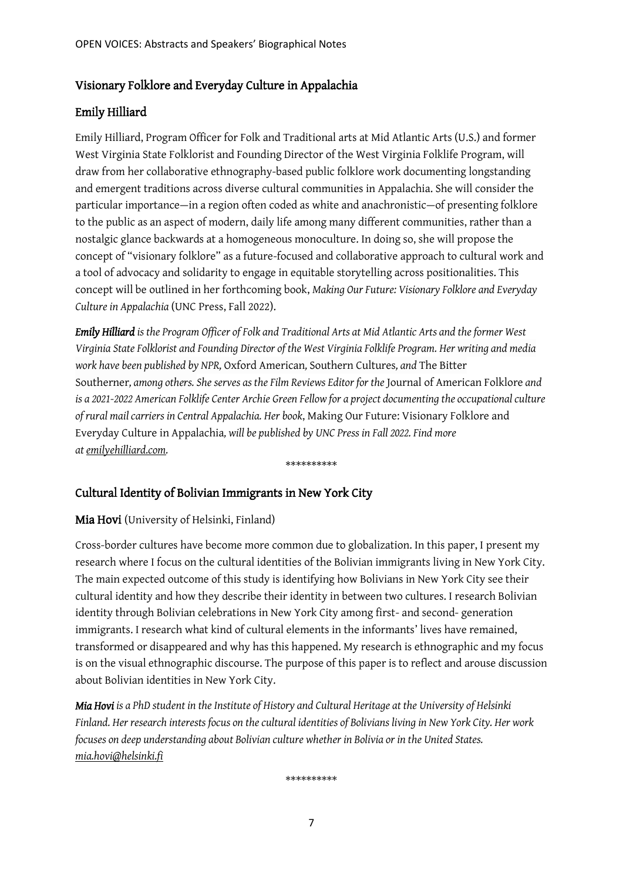## Visionary Folklore and Everyday Culture in Appalachia

## Emily Hilliard

Emily Hilliard, Program Officer for Folk and Traditional arts at Mid Atlantic Arts (U.S.) and former West Virginia State Folklorist and Founding Director of the West Virginia Folklife Program, will draw from her collaborative ethnography-based public folklore work documenting longstanding and emergent traditions across diverse cultural communities in Appalachia. She will consider the particular importance—in a region often coded as white and anachronistic—of presenting folklore to the public as an aspect of modern, daily life among many different communities, rather than a nostalgic glance backwards at a homogeneous monoculture. In doing so, she will propose the concept of "visionary folklore" as a future-focused and collaborative approach to cultural work and a tool of advocacy and solidarity to engage in equitable storytelling across positionalities. This concept will be outlined in her forthcoming book, *Making Our Future: Visionary Folklore and Everyday Culture in Appalachia* (UNC Press, Fall 2022).

***Emily Hilliard** is the Program Officer of Folk and Traditional Arts at Mid Atlantic Arts and the former West Virginia State Folklorist and Founding Director of the West Virginia Folklife Program. Her writing and media work have been published by NPR,* Oxford American*,* Southern Cultures*, and* The Bitter Southerner*, among others. She serves as the Film Reviews Editor for the* Journal of American Folklore *and is a 2021-2022 American Folklife Center Archie Green Fellow for a project documenting the occupational culture of rural mail carriers in Central Appalachia. Her book*, Making Our Future: Visionary Folklore and Everyday Culture in Appalachia*, will be published by UNC Press in Fall 2022. Find more at [emilyehilliard.com](emilyehilliard.com).*

**********

## Cultural Identity of Bolivian Immigrants in New York City

**Mia Hovi** (University of Helsinki, Finland)

Cross-border cultures have become more common due to globalization. In this paper, I present my research where I focus on the cultural identities of the Bolivian immigrants living in New York City. The main expected outcome of this study is identifying how Bolivians in New York City see their cultural identity and how they describe their identity in between two cultures. I research Bolivian identity through Bolivian celebrations in New York City among first- and second- generation immigrants. I research what kind of cultural elements in the informants' lives have remained, transformed or disappeared and why has this happened. My research is ethnographic and my focus is on the visual ethnographic discourse. The purpose of this paper is to reflect and arouse discussion about Bolivian identities in New York City.

***Mia Hovi** is a PhD student in the Institute of History and Cultural Heritage at the University of Helsinki Finland. Her research interests focus on the cultural identities of Bolivians living in New York City. Her work focuses on deep understanding about Bolivian culture whether in Bolivia or in the United States. [mia.hovi@helsinki.fi](mailto:mia.hovi@helsinki.fi)*

**********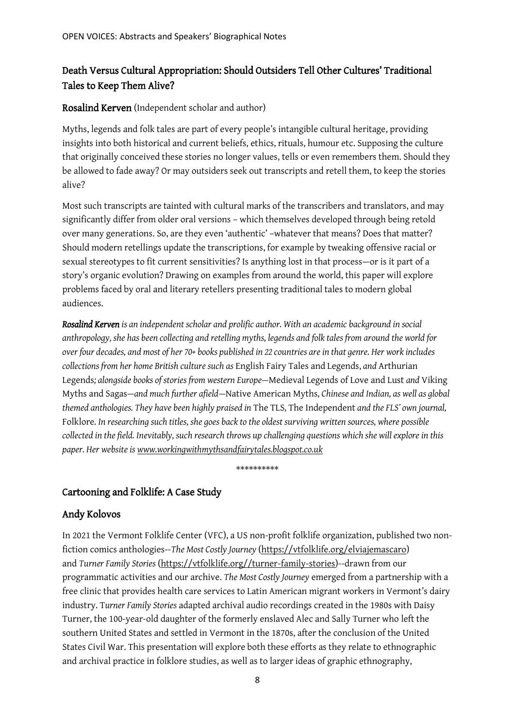## Death Versus Cultural Appropriation: Should Outsiders Tell Other Cultures' Traditional Tales to Keep Them Alive?

**Rosalind Kerven** (Independent scholar and author)

Myths, legends and folk tales are part of every people's intangible cultural heritage, providing insights into both historical and current beliefs, ethics, rituals, humour etc. Supposing the culture that originally conceived these stories no longer values, tells or even remembers them. Should they be allowed to fade away? Or may outsiders seek out transcripts and retell them, to keep the stories alive?

Most such transcripts are tainted with cultural marks of the transcribers and translators, and may significantly differ from older oral versions – which themselves developed through being retold over many generations. So, are they even 'authentic' –whatever that means? Does that matter? Should modern retellings update the transcriptions, for example by tweaking offensive racial or sexual stereotypes to fit current sensitivities? Is anything lost in that process—or is it part of a story's organic evolution? Drawing on examples from around the world, this paper will explore problems faced by oral and literary retellers presenting traditional tales to modern global audiences.

***Rosalind Kerven*** *is an independent scholar and prolific author. With an academic background in social anthropology, she has been collecting and retelling myths, legends and folk tales from around the world for over four decades, and most of her 70+ books published in 22 countries are in that genre. Her work includes collections from her home British culture such as* English Fairy Tales and Legends, *and* Arthurian Legends*; alongside books of stories from western Europe—*Medieval Legends of Love and Lust *and* Viking Myths and Sagas*—and much further afield—*Native American Myths*, Chinese and Indian, as well as global themed anthologies. They have been highly praised in* The TLS*,* The Independent *and the FLS' own journal,* Folklore*. In researching such titles, she goes back to the oldest surviving written sources, where possible collected in the field. Inevitably, such research throws up challenging questions which she will explore in this paper. Her website is www.workingwithmythsandfairytales.blogspot.co.uk*

\*\*\*\*\*\*\*\*\*\*

## Cartooning and Folklife: A Case Study

**Andy Kolovos**

In 2021 the Vermont Folklife Center (VFC), a US non-profit folklife organization, published two non-fiction comics anthologies--*The Most Costly Journey* (https://vtfolklife.org/elviajemascaro) and *Turner Family Stories* (https://vtfolklife.org//turner-family-stories)--drawn from our programmatic activities and our archive. *The Most Costly Journey* emerged from a partnership with a free clinic that provides health care services to Latin American migrant workers in Vermont's dairy industry. *Turner Family Stories* adapted archival audio recordings created in the 1980s with Daisy Turner, the 100-year-old daughter of the formerly enslaved Alec and Sally Turner who left the southern United States and settled in Vermont in the 1870s, after the conclusion of the United States Civil War. This presentation will explore both these efforts as they relate to ethnographic and archival practice in folklore studies, as well as to larger ideas of graphic ethnography,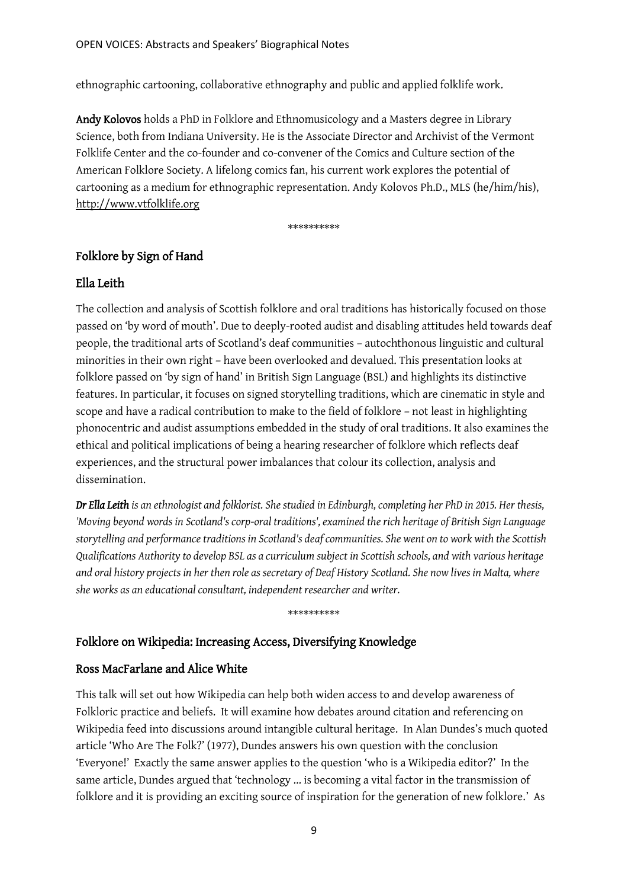ethnographic cartooning, collaborative ethnography and public and applied folklife work.

**Andy Kolovos** holds a PhD in Folklore and Ethnomusicology and a Masters degree in Library Science, both from Indiana University. He is the Associate Director and Archivist of the Vermont Folklife Center and the co-founder and co-convener of the Comics and Culture section of the American Folklore Society. A lifelong comics fan, his current work explores the potential of cartooning as a medium for ethnographic representation. Andy Kolovos Ph.D., MLS (he/him/his), http://www.vtfolklife.org

\*\*\*\*\*\*\*\*\*\*

## Folklore by Sign of Hand

## Ella Leith

The collection and analysis of Scottish folklore and oral traditions has historically focused on those passed on 'by word of mouth'. Due to deeply-rooted audist and disabling attitudes held towards deaf people, the traditional arts of Scotland's deaf communities – autochthonous linguistic and cultural minorities in their own right – have been overlooked and devalued. This presentation looks at folklore passed on 'by sign of hand' in British Sign Language (BSL) and highlights its distinctive features. In particular, it focuses on signed storytelling traditions, which are cinematic in style and scope and have a radical contribution to make to the field of folklore – not least in highlighting phonocentric and audist assumptions embedded in the study of oral traditions. It also examines the ethical and political implications of being a hearing researcher of folklore which reflects deaf experiences, and the structural power imbalances that colour its collection, analysis and dissemination.

***Dr Ella Leith*** *is an ethnologist and folklorist. She studied in Edinburgh, completing her PhD in 2015. Her thesis, 'Moving beyond words in Scotland's corp-oral traditions', examined the rich heritage of British Sign Language storytelling and performance traditions in Scotland's deaf communities. She went on to work with the Scottish Qualifications Authority to develop BSL as a curriculum subject in Scottish schools, and with various heritage and oral history projects in her then role as secretary of Deaf History Scotland. She now lives in Malta, where she works as an educational consultant, independent researcher and writer.*

\*\*\*\*\*\*\*\*\*\*

## Folklore on Wikipedia: Increasing Access, Diversifying Knowledge

## Ross MacFarlane and Alice White

This talk will set out how Wikipedia can help both widen access to and develop awareness of Folkloric practice and beliefs. It will examine how debates around citation and referencing on Wikipedia feed into discussions around intangible cultural heritage. In Alan Dundes's much quoted article 'Who Are The Folk?' (1977), Dundes answers his own question with the conclusion 'Everyone!' Exactly the same answer applies to the question 'who is a Wikipedia editor?' In the same article, Dundes argued that 'technology ... is becoming a vital factor in the transmission of folklore and it is providing an exciting source of inspiration for the generation of new folklore.' As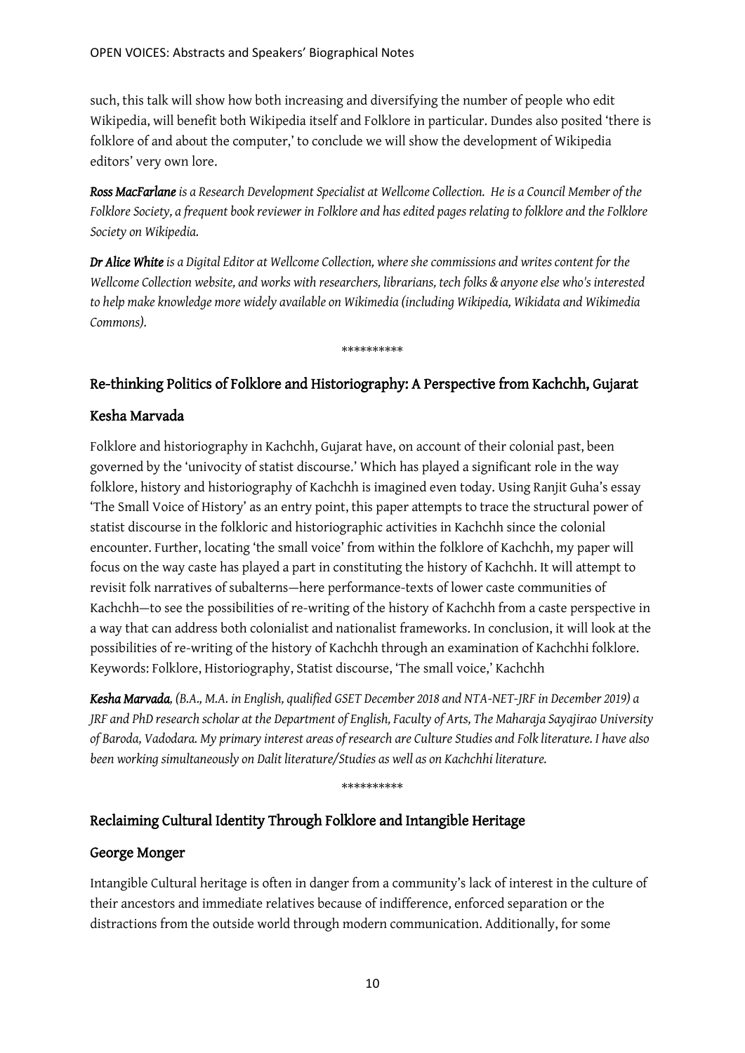such, this talk will show how both increasing and diversifying the number of people who edit Wikipedia, will benefit both Wikipedia itself and Folklore in particular. Dundes also posited 'there is folklore of and about the computer,' to conclude we will show the development of Wikipedia editors' very own lore.

***Ross MacFarlane*** *is a Research Development Specialist at Wellcome Collection. He is a Council Member of the Folklore Society, a frequent book reviewer in Folklore and has edited pages relating to folklore and the Folklore Society on Wikipedia.*

***Dr Alice White*** *is a Digital Editor at Wellcome Collection, where she commissions and writes content for the Wellcome Collection website, and works with researchers, librarians, tech folks & anyone else who's interested to help make knowledge more widely available on Wikimedia (including Wikipedia, Wikidata and Wikimedia Commons).*

**********

## Re-thinking Politics of Folklore and Historiography: A Perspective from Kachchh, Gujarat

### Kesha Marvada

Folklore and historiography in Kachchh, Gujarat have, on account of their colonial past, been governed by the 'univocity of statist discourse.' Which has played a significant role in the way folklore, history and historiography of Kachchh is imagined even today. Using Ranjit Guha's essay 'The Small Voice of History' as an entry point, this paper attempts to trace the structural power of statist discourse in the folkloric and historiographic activities in Kachchh since the colonial encounter. Further, locating 'the small voice' from within the folklore of Kachchh, my paper will focus on the way caste has played a part in constituting the history of Kachchh. It will attempt to revisit folk narratives of subalterns—here performance-texts of lower caste communities of Kachchh—to see the possibilities of re-writing of the history of Kachchh from a caste perspective in a way that can address both colonialist and nationalist frameworks. In conclusion, it will look at the possibilities of re-writing of the history of Kachchh through an examination of Kachchhi folklore. Keywords: Folklore, Historiography, Statist discourse, 'The small voice,' Kachchh

***Kesha Marvada****, (B.A., M.A. in English, qualified GSET December 2018 and NTA-NET-JRF in December 2019) a JRF and PhD research scholar at the Department of English, Faculty of Arts, The Maharaja Sayajirao University of Baroda, Vadodara. My primary interest areas of research are Culture Studies and Folk literature. I have also been working simultaneously on Dalit literature/Studies as well as on Kachchhi literature.*

**********

## Reclaiming Cultural Identity Through Folklore and Intangible Heritage

### George Monger

Intangible Cultural heritage is often in danger from a community's lack of interest in the culture of their ancestors and immediate relatives because of indifference, enforced separation or the distractions from the outside world through modern communication. Additionally, for some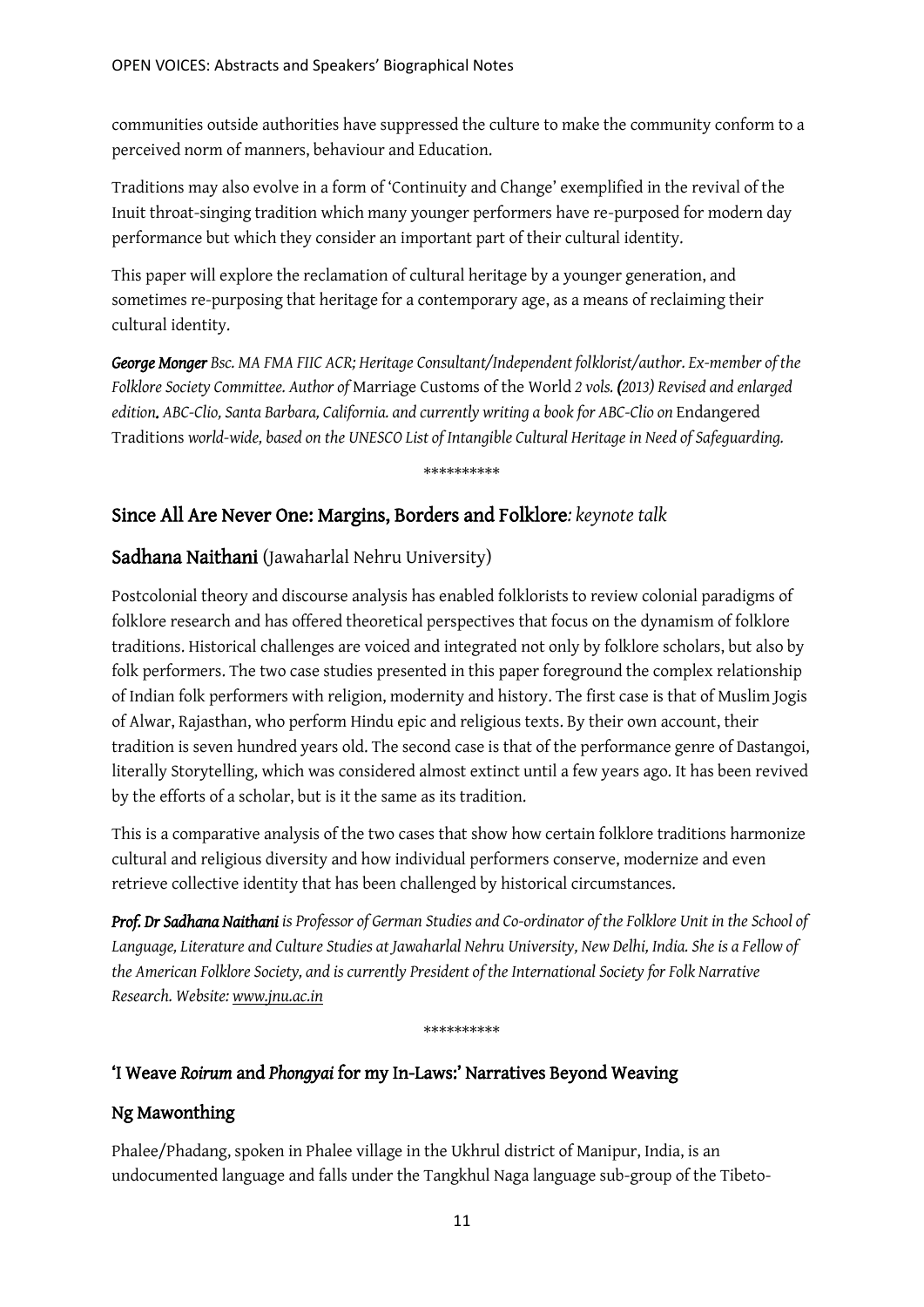communities outside authorities have suppressed the culture to make the community conform to a perceived norm of manners, behaviour and Education.

Traditions may also evolve in a form of 'Continuity and Change' exemplified in the revival of the Inuit throat-singing tradition which many younger performers have re-purposed for modern day performance but which they consider an important part of their cultural identity.

This paper will explore the reclamation of cultural heritage by a younger generation, and sometimes re-purposing that heritage for a contemporary age, as a means of reclaiming their cultural identity.

***George Monger** Bsc. MA FMA FIIC ACR; Heritage Consultant/Independent folklorist/author. Ex-member of the Folklore Society Committee. Author of* Marriage Customs of the World *2 vols. (2013) Revised and enlarged edition. ABC-Clio, Santa Barbara, California. and currently writing a book for ABC-Clio on* Endangered Traditions *world-wide, based on the UNESCO List of Intangible Cultural Heritage in Need of Safeguarding.*

\*\*\*\*\*\*\*\*\*\*

## Since All Are Never One: Margins, Borders and Folklore*: keynote talk*

### Sadhana Naithani (Jawaharlal Nehru University)

Postcolonial theory and discourse analysis has enabled folklorists to review colonial paradigms of folklore research and has offered theoretical perspectives that focus on the dynamism of folklore traditions. Historical challenges are voiced and integrated not only by folklore scholars, but also by folk performers. The two case studies presented in this paper foreground the complex relationship of Indian folk performers with religion, modernity and history. The first case is that of Muslim Jogis of Alwar, Rajasthan, who perform Hindu epic and religious texts. By their own account, their tradition is seven hundred years old. The second case is that of the performance genre of Dastangoi, literally Storytelling, which was considered almost extinct until a few years ago. It has been revived by the efforts of a scholar, but is it the same as its tradition.

This is a comparative analysis of the two cases that show how certain folklore traditions harmonize cultural and religious diversity and how individual performers conserve, modernize and even retrieve collective identity that has been challenged by historical circumstances.

***Prof. Dr Sadhana Naithani** is Professor of German Studies and Co-ordinator of the Folklore Unit in the School of Language, Literature and Culture Studies at Jawaharlal Nehru University, New Delhi, India. She is a Fellow of the American Folklore Society, and is currently President of the International Society for Folk Narrative Research. Website: www.jnu.ac.in*

\*\*\*\*\*\*\*\*\*\*

## 'I Weave *Roirum* and *Phongyai* for my In-Laws:' Narratives Beyond Weaving

### Ng Mawonthing

Phalee/Phadang, spoken in Phalee village in the Ukhrul district of Manipur, India, is an undocumented language and falls under the Tangkhul Naga language sub-group of the Tibeto-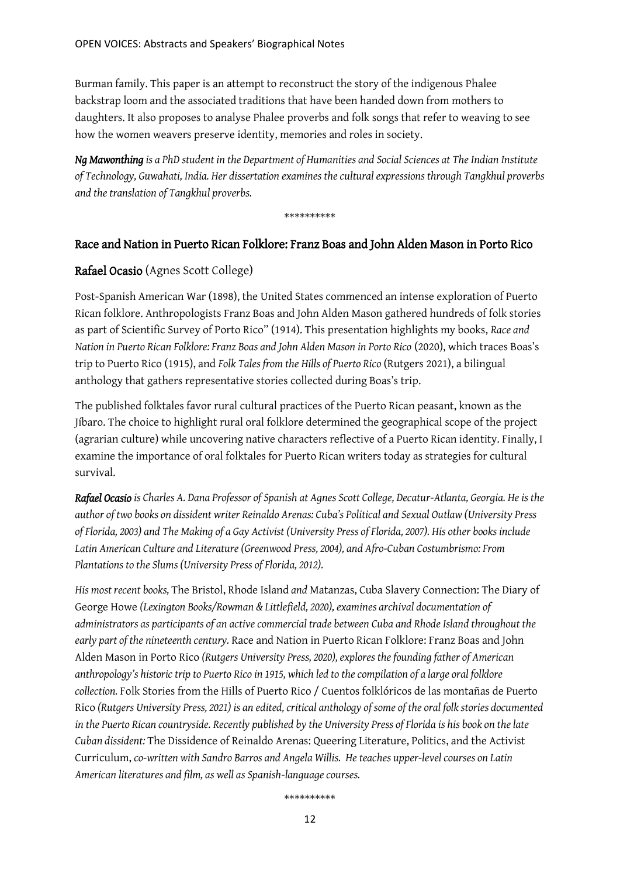Burman family. This paper is an attempt to reconstruct the story of the indigenous Phalee backstrap loom and the associated traditions that have been handed down from mothers to daughters. It also proposes to analyse Phalee proverbs and folk songs that refer to weaving to see how the women weavers preserve identity, memories and roles in society.

***Ng Mawonthing** is a PhD student in the Department of Humanities and Social Sciences at The Indian Institute of Technology, Guwahati, India. Her dissertation examines the cultural expressions through Tangkhul proverbs and the translation of Tangkhul proverbs.*

\*\*\*\*\*\*\*\*\*\*

## Race and Nation in Puerto Rican Folklore: Franz Boas and John Alden Mason in Porto Rico

### Rafael Ocasio (Agnes Scott College)

Post-Spanish American War (1898), the United States commenced an intense exploration of Puerto Rican folklore. Anthropologists Franz Boas and John Alden Mason gathered hundreds of folk stories as part of Scientific Survey of Porto Rico'' (1914). This presentation highlights my books, *Race and Nation in Puerto Rican Folklore: Franz Boas and John Alden Mason in Porto Rico* (2020), which traces Boas's trip to Puerto Rico (1915), and *Folk Tales from the Hills of Puerto Rico* (Rutgers 2021), a bilingual anthology that gathers representative stories collected during Boas's trip.

The published folktales favor rural cultural practices of the Puerto Rican peasant, known as the Jíbaro. The choice to highlight rural oral folklore determined the geographical scope of the project (agrarian culture) while uncovering native characters reflective of a Puerto Rican identity. Finally, I examine the importance of oral folktales for Puerto Rican writers today as strategies for cultural survival.

***Rafael Ocasio** is Charles A. Dana Professor of Spanish at Agnes Scott College, Decatur-Atlanta, Georgia. He is the author of two books on dissident writer Reinaldo Arenas: Cuba's Political and Sexual Outlaw (University Press of Florida, 2003) and The Making of a Gay Activist (University Press of Florida, 2007). His other books include Latin American Culture and Literature (Greenwood Press, 2004), and Afro-Cuban Costumbrismo: From Plantations to the Slums (University Press of Florida, 2012).*

*His most recent books,* The Bristol, Rhode Island *and* Matanzas, Cuba Slavery Connection: The Diary of George Howe *(Lexington Books/Rowman & Littlefield, 2020), examines archival documentation of administrators as participants of an active commercial trade between Cuba and Rhode Island throughout the early part of the nineteenth century.* Race and Nation in Puerto Rican Folklore: Franz Boas and John Alden Mason in Porto Rico *(Rutgers University Press, 2020), explores the founding father of American anthropology's historic trip to Puerto Rico in 1915, which led to the compilation of a large oral folklore collection.* Folk Stories from the Hills of Puerto Rico / Cuentos folklóricos de las montañas de Puerto Rico *(Rutgers University Press, 2021) is an edited, critical anthology of some of the oral folk stories documented in the Puerto Rican countryside. Recently published by the University Press of Florida is his book on the late Cuban dissident:* The Dissidence of Reinaldo Arenas: Queering Literature, Politics, and the Activist Curriculum, *co-written with Sandro Barros and Angela Willis. He teaches upper-level courses on Latin American literatures and film, as well as Spanish-language courses.*

\*\*\*\*\*\*\*\*\*\*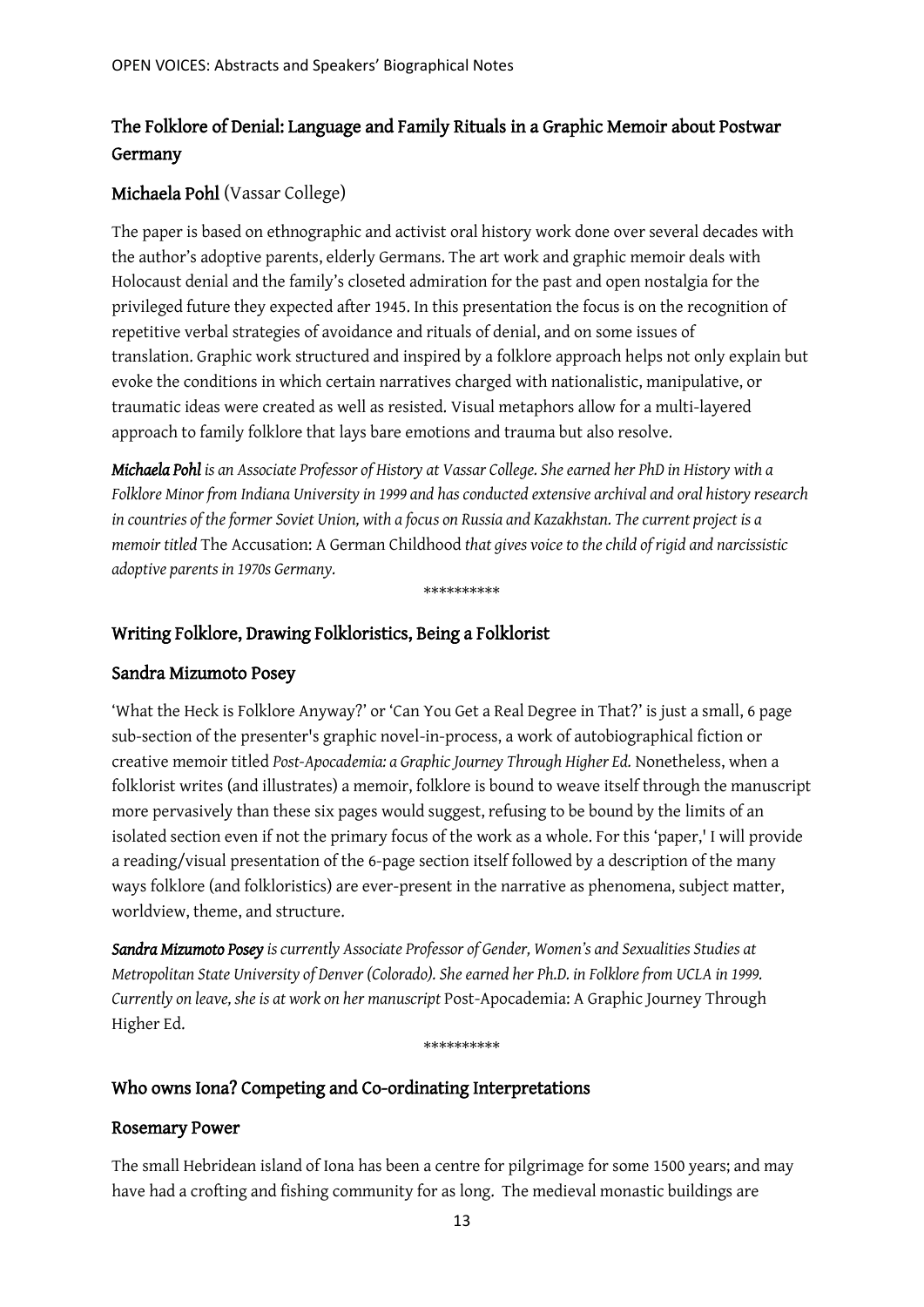## The Folklore of Denial: Language and Family Rituals in a Graphic Memoir about Postwar Germany

## Michaela Pohl (Vassar College)

The paper is based on ethnographic and activist oral history work done over several decades with the author's adoptive parents, elderly Germans. The art work and graphic memoir deals with Holocaust denial and the family's closeted admiration for the past and open nostalgia for the privileged future they expected after 1945. In this presentation the focus is on the recognition of repetitive verbal strategies of avoidance and rituals of denial, and on some issues of translation. Graphic work structured and inspired by a folklore approach helps not only explain but evoke the conditions in which certain narratives charged with nationalistic, manipulative, or traumatic ideas were created as well as resisted. Visual metaphors allow for a multi-layered approach to family folklore that lays bare emotions and trauma but also resolve.

***Michaela Pohl*** *is an Associate Professor of History at Vassar College. She earned her PhD in History with a Folklore Minor from Indiana University in 1999 and has conducted extensive archival and oral history research in countries of the former Soviet Union, with a focus on Russia and Kazakhstan. The current project is a memoir titled* The Accusation: A German Childhood *that gives voice to the child of rigid and narcissistic adoptive parents in 1970s Germany.*

**********

## Writing Folklore, Drawing Folkloristics, Being a Folklorist

## Sandra Mizumoto Posey

'What the Heck is Folklore Anyway?' or 'Can You Get a Real Degree in That?' is just a small, 6 page sub-section of the presenter's graphic novel-in-process, a work of autobiographical fiction or creative memoir titled *Post-Apocademia: a Graphic Journey Through Higher Ed.* Nonetheless, when a folklorist writes (and illustrates) a memoir, folklore is bound to weave itself through the manuscript more pervasively than these six pages would suggest, refusing to be bound by the limits of an isolated section even if not the primary focus of the work as a whole. For this 'paper,' I will provide a reading/visual presentation of the 6-page section itself followed by a description of the many ways folklore (and folkloristics) are ever-present in the narrative as phenomena, subject matter, worldview, theme, and structure.

***Sandra Mizumoto Posey*** *is currently Associate Professor of Gender, Women's and Sexualities Studies at Metropolitan State University of Denver (Colorado). She earned her Ph.D. in Folklore from UCLA in 1999. Currently on leave, she is at work on her manuscript* Post-Apocademia: A Graphic Journey Through Higher Ed.

**********

## Who owns Iona? Competing and Co-ordinating Interpretations

## Rosemary Power

The small Hebridean island of Iona has been a centre for pilgrimage for some 1500 years; and may have had a crofting and fishing community for as long. The medieval monastic buildings are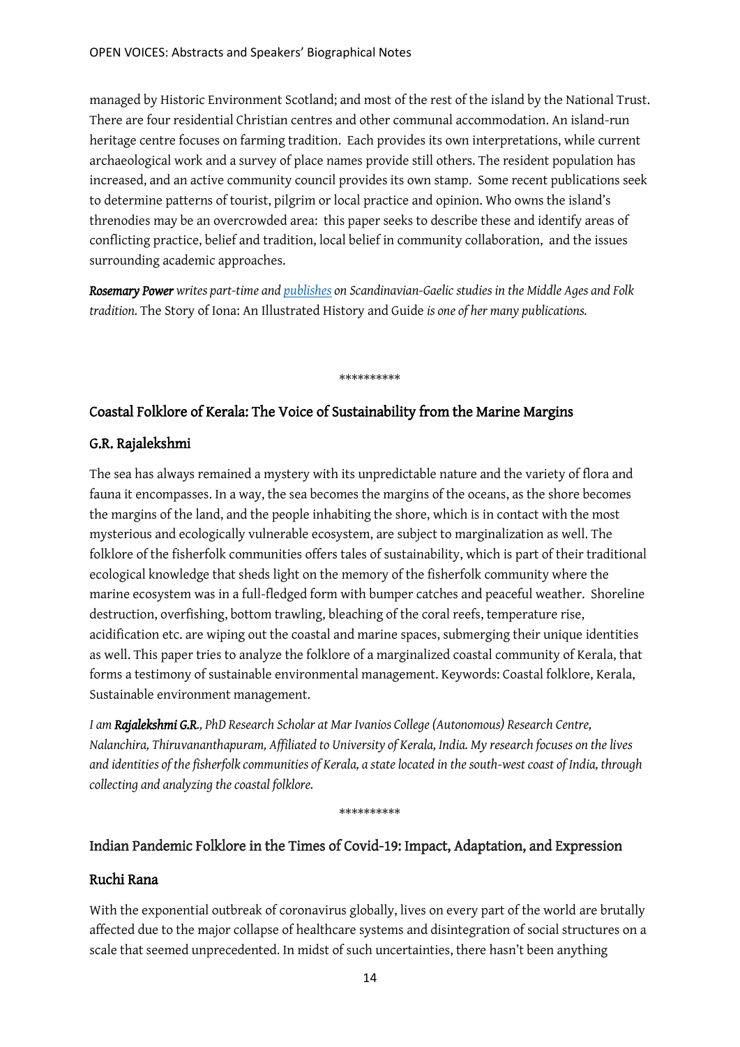managed by Historic Environment Scotland; and most of the rest of the island by the National Trust. There are four residential Christian centres and other communal accommodation. An island-run heritage centre focuses on farming tradition. Each provides its own interpretations, while current archaeological work and a survey of place names provide still others. The resident population has increased, and an active community council provides its own stamp. Some recent publications seek to determine patterns of tourist, pilgrim or local practice and opinion. Who owns the island's threnodies may be an overcrowded area: this paper seeks to describe these and identify areas of conflicting practice, belief and tradition, local belief in community collaboration, and the issues surrounding academic approaches.

***Rosemary Power** writes part-time and publishes on Scandinavian-Gaelic studies in the Middle Ages and Folk tradition.* The Story of Iona: An Illustrated History and Guide *is one of her many publications.*

**********

## Coastal Folklore of Kerala: The Voice of Sustainability from the Marine Margins

### G.R. Rajalekshmi

The sea has always remained a mystery with its unpredictable nature and the variety of flora and fauna it encompasses. In a way, the sea becomes the margins of the oceans, as the shore becomes the margins of the land, and the people inhabiting the shore, which is in contact with the most mysterious and ecologically vulnerable ecosystem, are subject to marginalization as well. The folklore of the fisherfolk communities offers tales of sustainability, which is part of their traditional ecological knowledge that sheds light on the memory of the fisherfolk community where the marine ecosystem was in a full-fledged form with bumper catches and peaceful weather. Shoreline destruction, overfishing, bottom trawling, bleaching of the coral reefs, temperature rise, acidification etc. are wiping out the coastal and marine spaces, submerging their unique identities as well. This paper tries to analyze the folklore of a marginalized coastal community of Kerala, that forms a testimony of sustainable environmental management. Keywords: Coastal folklore, Kerala, Sustainable environment management.

*I am **Rajalekshmi G.R.**, PhD Research Scholar at Mar Ivanios College (Autonomous) Research Centre, Nalanchira, Thiruvananthapuram, Affiliated to University of Kerala, India. My research focuses on the lives and identities of the fisherfolk communities of Kerala, a state located in the south-west coast of India, through collecting and analyzing the coastal folklore.*

**********

## Indian Pandemic Folklore in the Times of Covid-19: Impact, Adaptation, and Expression

### Ruchi Rana

With the exponential outbreak of coronavirus globally, lives on every part of the world are brutally affected due to the major collapse of healthcare systems and disintegration of social structures on a scale that seemed unprecedented. In midst of such uncertainties, there hasn't been anything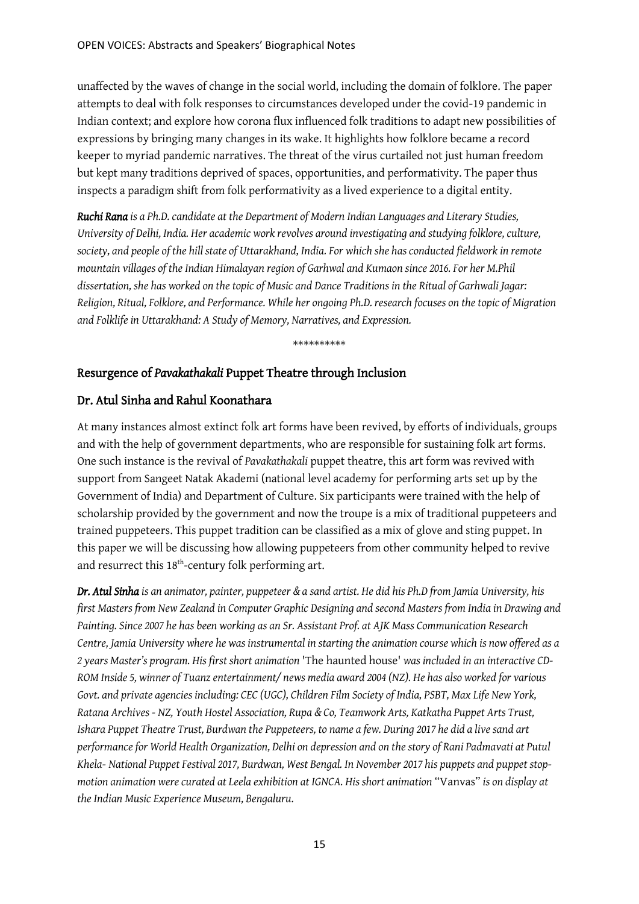unaffected by the waves of change in the social world, including the domain of folklore. The paper attempts to deal with folk responses to circumstances developed under the covid-19 pandemic in Indian context; and explore how corona flux influenced folk traditions to adapt new possibilities of expressions by bringing many changes in its wake. It highlights how folklore became a record keeper to myriad pandemic narratives. The threat of the virus curtailed not just human freedom but kept many traditions deprived of spaces, opportunities, and performativity. The paper thus inspects a paradigm shift from folk performativity as a lived experience to a digital entity.

***Ruchi Rana** is a Ph.D. candidate at the Department of Modern Indian Languages and Literary Studies, University of Delhi, India. Her academic work revolves around investigating and studying folklore, culture, society, and people of the hill state of Uttarakhand, India. For which she has conducted fieldwork in remote mountain villages of the Indian Himalayan region of Garhwal and Kumaon since 2016. For her M.Phil dissertation, she has worked on the topic of Music and Dance Traditions in the Ritual of Garhwali Jagar: Religion, Ritual, Folklore, and Performance. While her ongoing Ph.D. research focuses on the topic of Migration and Folklife in Uttarakhand: A Study of Memory, Narratives, and Expression.*

**********

## Resurgence of *Pavakathakali* Puppet Theatre through Inclusion

## Dr. Atul Sinha and Rahul Koonathara

At many instances almost extinct folk art forms have been revived, by efforts of individuals, groups and with the help of government departments, who are responsible for sustaining folk art forms. One such instance is the revival of *Pavakathakali* puppet theatre, this art form was revived with support from Sangeet Natak Akademi (national level academy for performing arts set up by the Government of India) and Department of Culture. Six participants were trained with the help of scholarship provided by the government and now the troupe is a mix of traditional puppeteers and trained puppeteers. This puppet tradition can be classified as a mix of glove and sting puppet. In this paper we will be discussing how allowing puppeteers from other community helped to revive and resurrect this 18th-century folk performing art.

***Dr. Atul Sinha** is an animator, painter, puppeteer & a sand artist. He did his Ph.D from Jamia University, his first Masters from New Zealand in Computer Graphic Designing and second Masters from India in Drawing and Painting. Since 2007 he has been working as an Sr. Assistant Prof. at AJK Mass Communication Research Centre, Jamia University where he was instrumental in starting the animation course which is now offered as a 2 years Master's program. His first short animation* 'The haunted house' *was included in an interactive CD-ROM Inside 5, winner of Tuanz entertainment/ news media award 2004 (NZ). He has also worked for various Govt. and private agencies including: CEC (UGC), Children Film Society of India, PSBT, Max Life New York, Ratana Archives - NZ, Youth Hostel Association, Rupa & Co, Teamwork Arts, Katkatha Puppet Arts Trust, Ishara Puppet Theatre Trust, Burdwan the Puppeteers, to name a few. During 2017 he did a live sand art performance for World Health Organization, Delhi on depression and on the story of Rani Padmavati at Putul Khela- National Puppet Festival 2017, Burdwan, West Bengal. In November 2017 his puppets and puppet stop-motion animation were curated at Leela exhibition at IGNCA. His short animation* "Vanvas" *is on display at the Indian Music Experience Museum, Bengaluru.*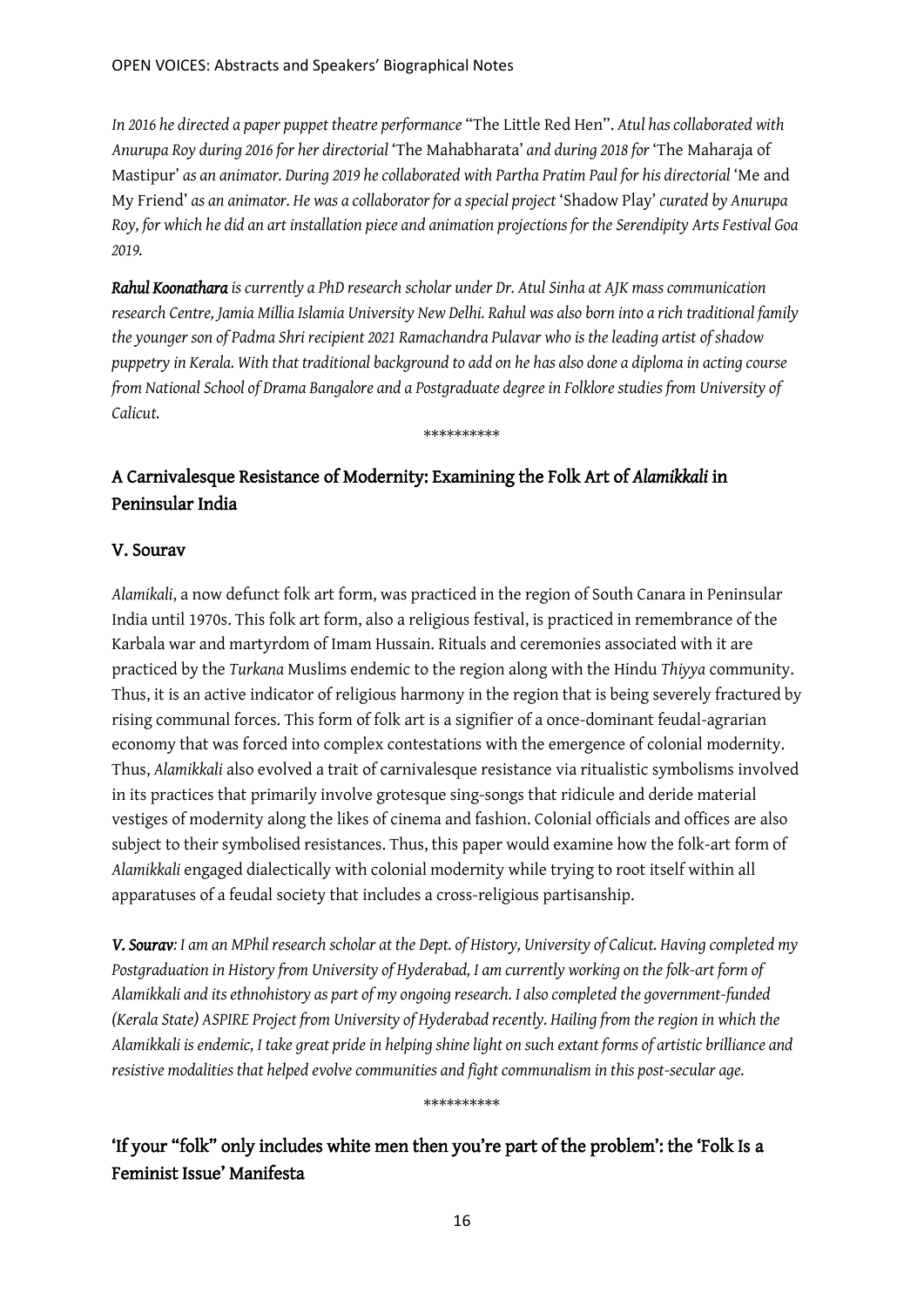*In 2016 he directed a paper puppet theatre performance* "The Little Red Hen". *Atul has collaborated with Anurupa Roy during 2016 for her directorial* 'The Mahabharata' *and during 2018 for* 'The Maharaja of Mastipur' *as an animator. During 2019 he collaborated with Partha Pratim Paul for his directorial* 'Me and My Friend' *as an animator. He was a collaborator for a special project* 'Shadow Play' *curated by Anurupa Roy, for which he did an art installation piece and animation projections for the Serendipity Arts Festival Goa 2019.*

***Rahul Koonathara*** *is currently a PhD research scholar under Dr. Atul Sinha at AJK mass communication research Centre, Jamia Millia Islamia University New Delhi. Rahul was also born into a rich traditional family the younger son of Padma Shri recipient 2021 Ramachandra Pulavar who is the leading artist of shadow puppetry in Kerala. With that traditional background to add on he has also done a diploma in acting course from National School of Drama Bangalore and a Postgraduate degree in Folklore studies from University of Calicut.*

**********

## A Carnivalesque Resistance of Modernity: Examining the Folk Art of *Alamikkali* in Peninsular India

### V. Sourav

*Alamikali*, a now defunct folk art form, was practiced in the region of South Canara in Peninsular India until 1970s. This folk art form, also a religious festival, is practiced in remembrance of the Karbala war and martyrdom of Imam Hussain. Rituals and ceremonies associated with it are practiced by the *Turkana* Muslims endemic to the region along with the Hindu *Thiyya* community. Thus, it is an active indicator of religious harmony in the region that is being severely fractured by rising communal forces. This form of folk art is a signifier of a once-dominant feudal-agrarian economy that was forced into complex contestations with the emergence of colonial modernity. Thus, *Alamikkali* also evolved a trait of carnivalesque resistance via ritualistic symbolisms involved in its practices that primarily involve grotesque sing-songs that ridicule and deride material vestiges of modernity along the likes of cinema and fashion. Colonial officials and offices are also subject to their symbolised resistances. Thus, this paper would examine how the folk-art form of *Alamikkali* engaged dialectically with colonial modernity while trying to root itself within all apparatuses of a feudal society that includes a cross-religious partisanship.

***V. Sourav****: I am an MPhil research scholar at the Dept. of History, University of Calicut. Having completed my Postgraduation in History from University of Hyderabad, I am currently working on the folk-art form of Alamikkali and its ethnohistory as part of my ongoing research. I also completed the government-funded (Kerala State) ASPIRE Project from University of Hyderabad recently. Hailing from the region in which the Alamikkali is endemic, I take great pride in helping shine light on such extant forms of artistic brilliance and resistive modalities that helped evolve communities and fight communalism in this post-secular age.*

**********

## 'If your "folk" only includes white men then you're part of the problem': the 'Folk Is a Feminist Issue' Manifesta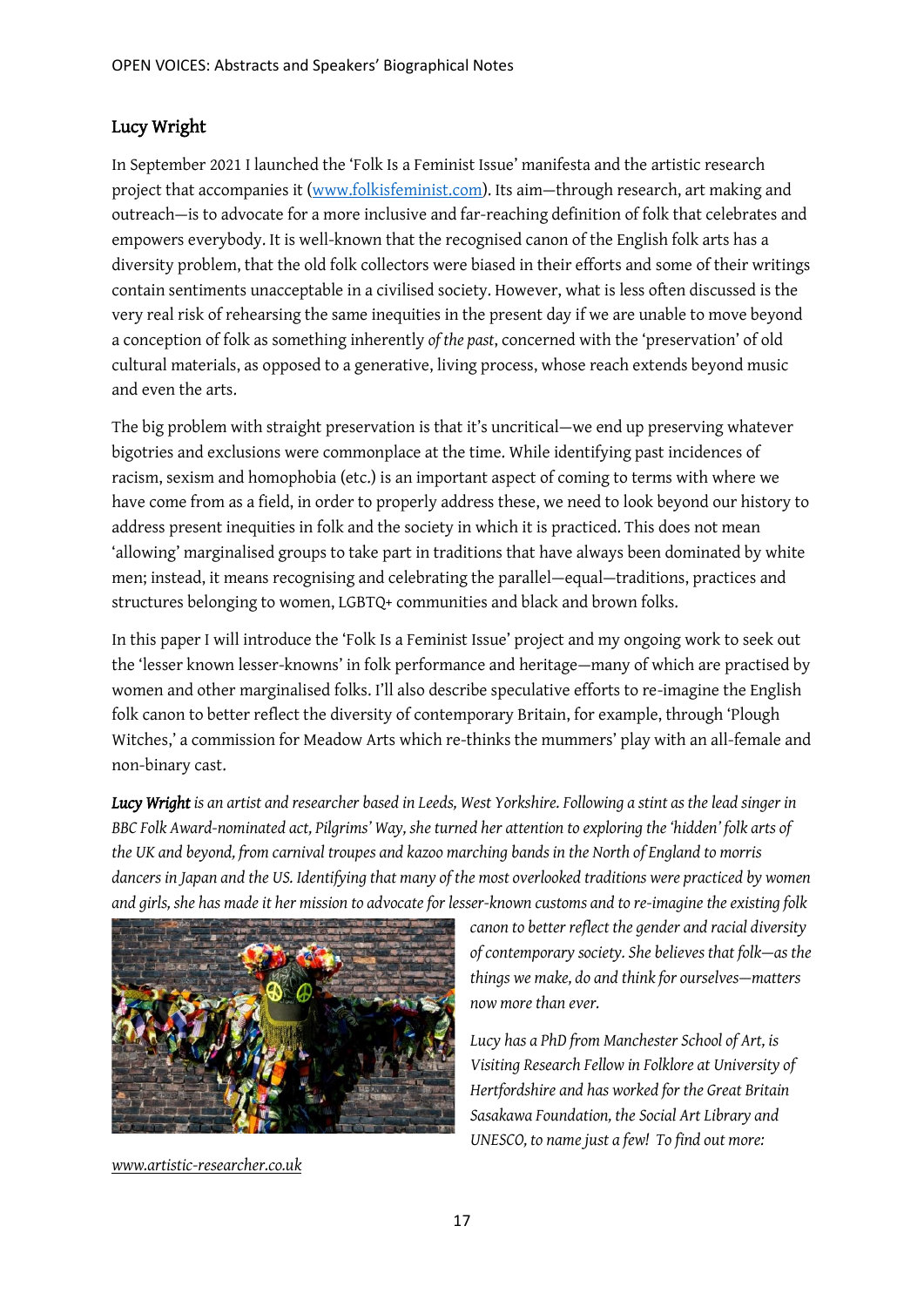## Lucy Wright

In September 2021 I launched the 'Folk Is a Feminist Issue' manifesta and the artistic research project that accompanies it ([www.folkisfeminist.com](www.folkisfeminist.com)). Its aim—through research, art making and outreach—is to advocate for a more inclusive and far-reaching definition of folk that celebrates and empowers everybody. It is well-known that the recognised canon of the English folk arts has a diversity problem, that the old folk collectors were biased in their efforts and some of their writings contain sentiments unacceptable in a civilised society. However, what is less often discussed is the very real risk of rehearsing the same inequities in the present day if we are unable to move beyond a conception of folk as something inherently *of the past*, concerned with the 'preservation' of old cultural materials, as opposed to a generative, living process, whose reach extends beyond music and even the arts.

The big problem with straight preservation is that it's uncritical—we end up preserving whatever bigotries and exclusions were commonplace at the time. While identifying past incidences of racism, sexism and homophobia (etc.) is an important aspect of coming to terms with where we have come from as a field, in order to properly address these, we need to look beyond our history to address present inequities in folk and the society in which it is practiced. This does not mean 'allowing' marginalised groups to take part in traditions that have always been dominated by white men; instead, it means recognising and celebrating the parallel—equal—traditions, practices and structures belonging to women, LGBTQ+ communities and black and brown folks.

In this paper I will introduce the 'Folk Is a Feminist Issue' project and my ongoing work to seek out the 'lesser known lesser-knowns' in folk performance and heritage—many of which are practised by women and other marginalised folks. I'll also describe speculative efforts to re-imagine the English folk canon to better reflect the diversity of contemporary Britain, for example, through 'Plough Witches,' a commission for Meadow Arts which re-thinks the mummers' play with an all-female and non-binary cast.

***Lucy Wright*** *is an artist and researcher based in Leeds, West Yorkshire. Following a stint as the lead singer in BBC Folk Award-nominated act, Pilgrims' Way, she turned her attention to exploring the 'hidden' folk arts of the UK and beyond, from carnival troupes and kazoo marching bands in the North of England to morris dancers in Japan and the US. Identifying that many of the most overlooked traditions were practiced by women and girls, she has made it her mission to advocate for lesser-known customs and to re-imagine the existing folk canon to better reflect the gender and racial diversity of contemporary society. She believes that folk—as the things we make, do and think for ourselves—matters now more than ever.*

*Lucy has a PhD from Manchester School of Art, is Visiting Research Fellow in Folklore at University of Hertfordshire and has worked for the Great Britain Sasakawa Foundation, the Social Art Library and UNESCO, to name just a few! To find out more:* *[www.artistic-researcher.co.uk](www.artistic-researcher.co.uk)*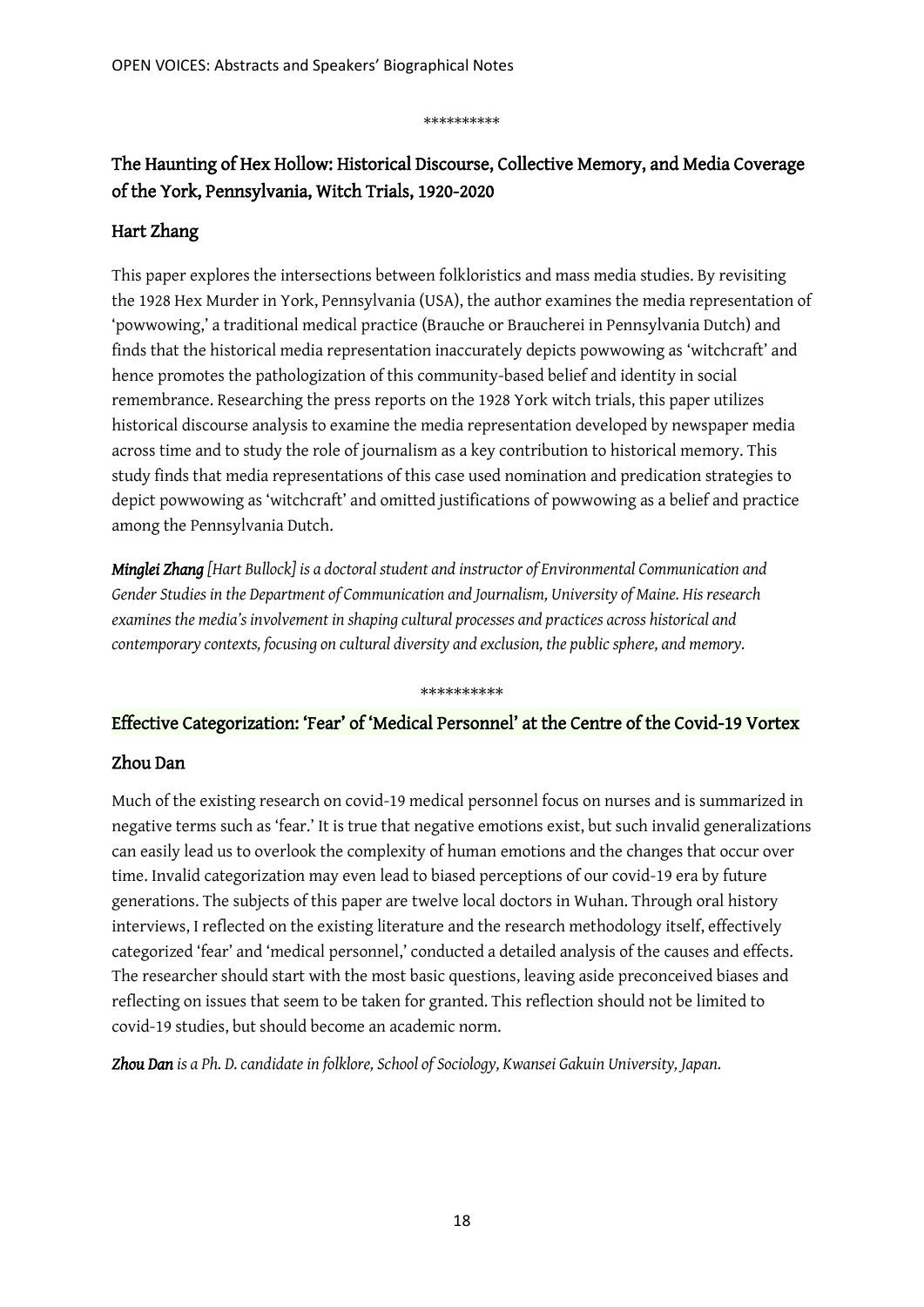\*\*\*\*\*\*\*\*\*\*

## The Haunting of Hex Hollow: Historical Discourse, Collective Memory, and Media Coverage of the York, Pennsylvania, Witch Trials, 1920-2020

### Hart Zhang

This paper explores the intersections between folkloristics and mass media studies. By revisiting the 1928 Hex Murder in York, Pennsylvania (USA), the author examines the media representation of 'powwowing,' a traditional medical practice (Brauche or Braucherei in Pennsylvania Dutch) and finds that the historical media representation inaccurately depicts powwowing as 'witchcraft' and hence promotes the pathologization of this community-based belief and identity in social remembrance. Researching the press reports on the 1928 York witch trials, this paper utilizes historical discourse analysis to examine the media representation developed by newspaper media across time and to study the role of journalism as a key contribution to historical memory. This study finds that media representations of this case used nomination and predication strategies to depict powwowing as 'witchcraft' and omitted justifications of powwowing as a belief and practice among the Pennsylvania Dutch.

***Minglei Zhang** [Hart Bullock] is a doctoral student and instructor of Environmental Communication and Gender Studies in the Department of Communication and Journalism, University of Maine. His research examines the media's involvement in shaping cultural processes and practices across historical and contemporary contexts, focusing on cultural diversity and exclusion, the public sphere, and memory.*

\*\*\*\*\*\*\*\*\*\*

## Effective Categorization: 'Fear' of 'Medical Personnel' at the Centre of the Covid-19 Vortex

### Zhou Dan

Much of the existing research on covid-19 medical personnel focus on nurses and is summarized in negative terms such as 'fear.' It is true that negative emotions exist, but such invalid generalizations can easily lead us to overlook the complexity of human emotions and the changes that occur over time. Invalid categorization may even lead to biased perceptions of our covid-19 era by future generations. The subjects of this paper are twelve local doctors in Wuhan. Through oral history interviews, I reflected on the existing literature and the research methodology itself, effectively categorized 'fear' and 'medical personnel,' conducted a detailed analysis of the causes and effects. The researcher should start with the most basic questions, leaving aside preconceived biases and reflecting on issues that seem to be taken for granted. This reflection should not be limited to covid-19 studies, but should become an academic norm.

***Zhou Dan** is a Ph. D. candidate in folklore, School of Sociology, Kwansei Gakuin University, Japan.*